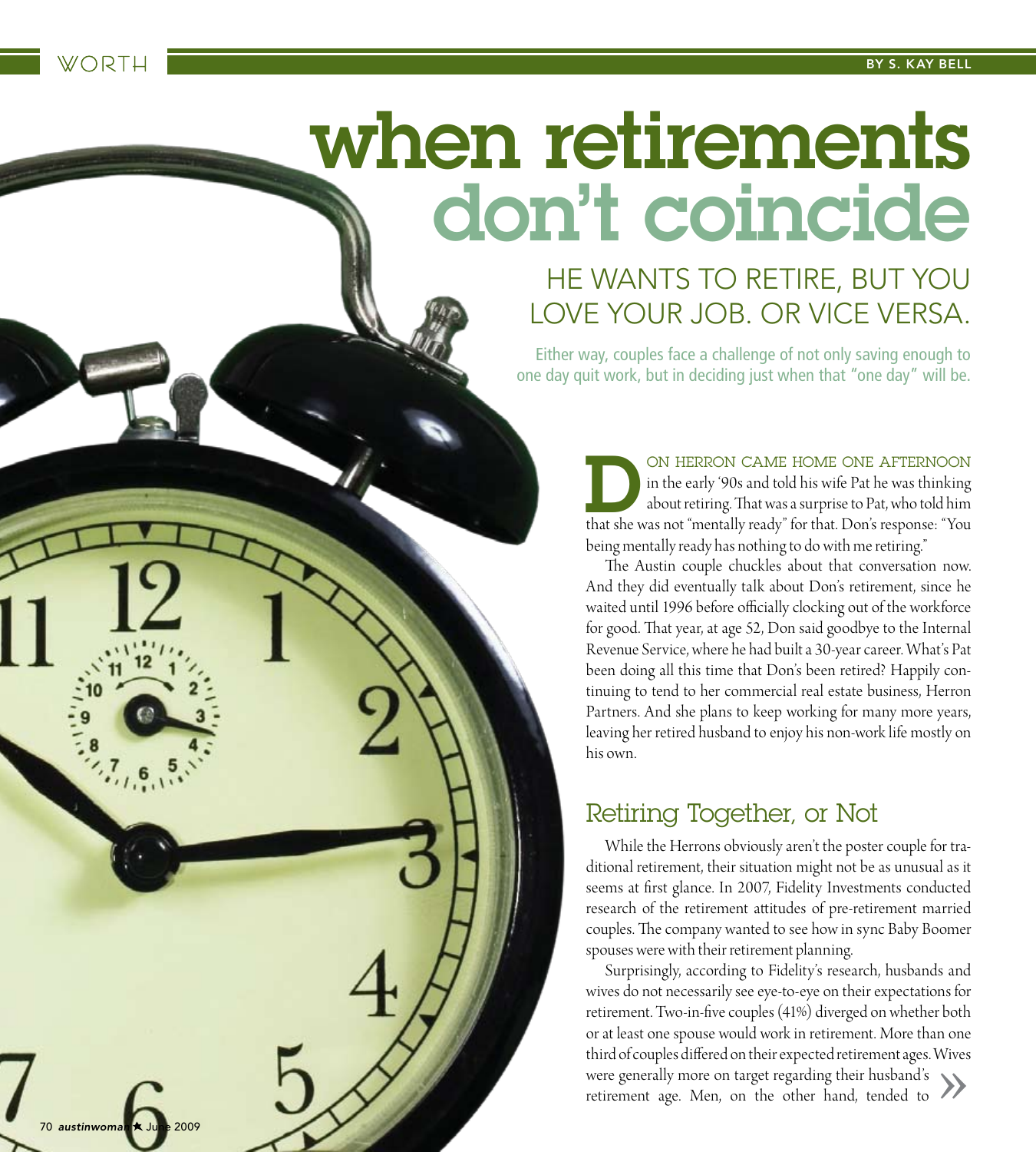WORTH

BY S. KAY BELL

# when retirements don't coincide

## HE WANTS TO RETIRE, BUT YOU LOVE YOUR JOB. OR VICE VERSA.

Either way, couples face a challenge of not only saving enough to one day quit work, but in deciding just when that "one day" will be.

DON HERRON CAME HOME ONE AFTERNOON in the early '90s and told his wife Pat he was thinking about retiring. That was a surprise to Pat, who told him that she was not "mentally ready" for that. Don's response: "You being mentally ready has nothing to do with me retiring."

The Austin couple chuckles about that conversation now. And they did eventually talk about Don's retirement, since he waited until 1996 before officially clocking out of the workforce for good. That year, at age 52, Don said goodbye to the Internal Revenue Service, where he had built a 30-year career. What's Pat been doing all this time that Don's been retired? Happily continuing to tend to her commercial real estate business, Herron Partners. And she plans to keep working for many more years, leaving her retired husband to enjoy his non-work life mostly on his own.

### Retiring Together, or Not

While the Herrons obviously aren't the poster couple for traditional retirement, their situation might not be as unusual as it seems at first glance. In 2007, Fidelity Investments conducted research of the retirement attitudes of pre-retirement married couples. The company wanted to see how in sync Baby Boomer spouses were with their retirement planning.

Surprisingly, according to Fidelity's research, husbands and wives do not necessarily see eye-to-eye on their expectations for retirement. Two-in-five couples (41%) diverged on whether both or at least one spouse would work in retirement. More than one third of couples differed on their expected retirement ages. Wives were generally more on target regarding their husband's retirement age. Men, on the other hand, tended to »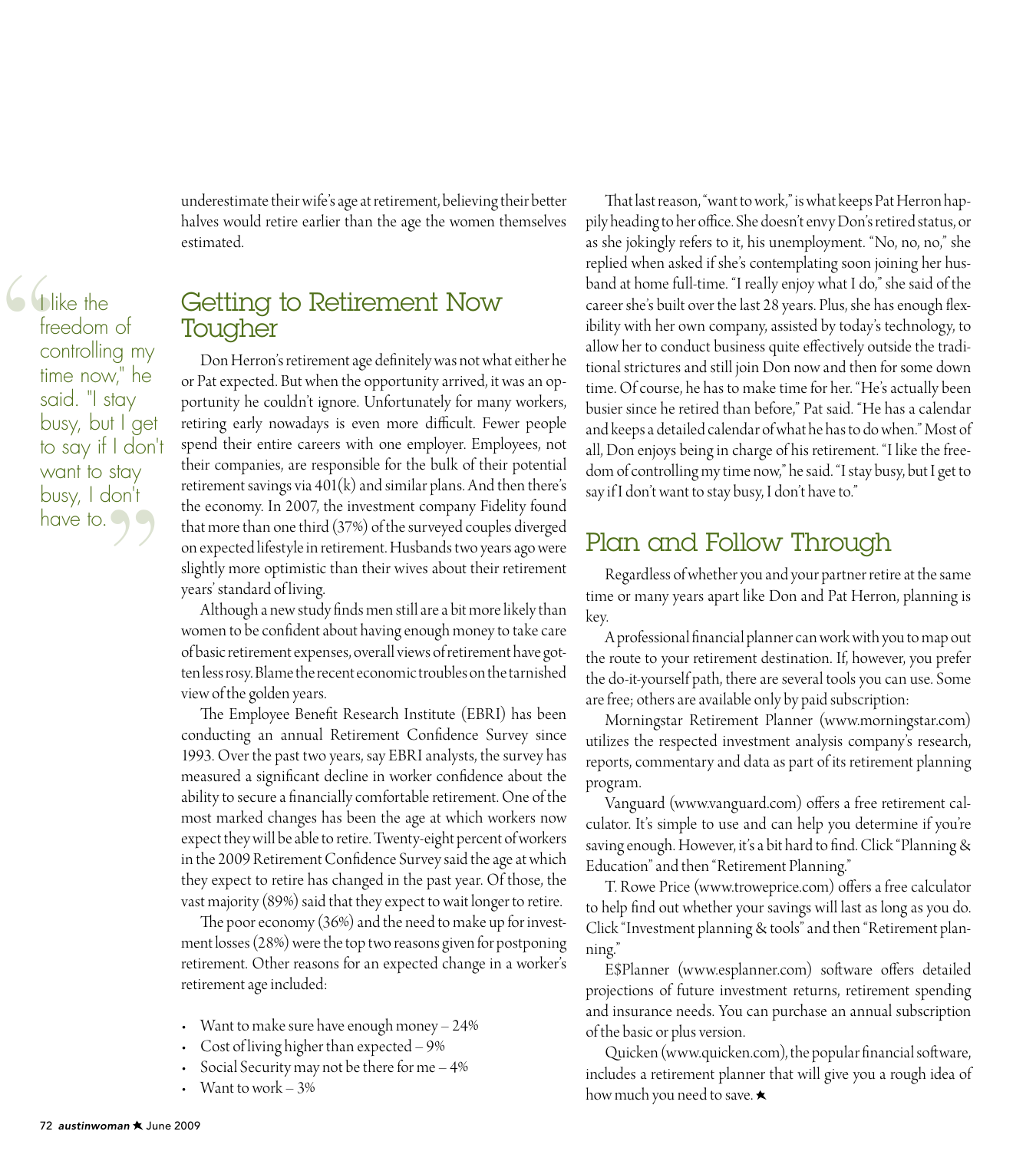underestimate their wife's age at retirement, believing their better halves would retire earlier than the age the women themselves estimated.

> "I like the freedom of controlling my time now," he said. "I stay busy, but I get to say if I don't want to stay busy, I don't have to."

## Getting to Retirement Now Tougher

Don Herron's retirement age definitely was not what either he or Pat expected. But when the opportunity arrived, it was an opportunity he couldn't ignore. Unfortunately for many workers, retiring early nowadays is even more difficult. Fewer people spend their entire careers with one employer. Employees, not their companies, are responsible for the bulk of their potential retirement savings via 401(k) and similar plans. And then there's the economy. In 2007, the investment company Fidelity found that more than one third (37%) of the surveyed couples diverged on expected lifestyle in retirement. Husbands two years ago were slightly more optimistic than their wives about their retirement years' standard of living.

Although a new study finds men still are a bit more likely than women to be confident about having enough money to take care of basic retirement expenses, overall views of retirement have gotten less rosy. Blame the recent economic troubles on the tarnished view of the golden years.

The Employee Benefit Research Institute (EBRI) has been conducting an annual Retirement Confidence Survey since 1993. Over the past two years, say EBRI analysts, the survey has measured a significant decline in worker confidence about the ability to secure a financially comfortable retirement. One of the most marked changes has been the age at which workers now expect they will be able to retire. Twenty-eight percent of workers in the 2009 Retirement Confidence Survey said the age at which they expect to retire has changed in the past year. Of those, the vast majority (89%) said that they expect to wait longer to retire.

The poor economy (36%) and the need to make up for investment losses (28%) were the top two reasons given for postponing retirement. Other reasons for an expected change in a worker's retirement age included:

- Want to make sure have enough money – 24%
- Cost of living higher than expected – 9%
- Social Security may not be there for me – 4%
- Want to work – 3%

That last reason, "want to work," is what keeps Pat Herron happily heading to her office. She doesn't envy Don's retired status, or as she jokingly refers to it, his unemployment. "No, no, no," she replied when asked if she's contemplating soon joining her husband at home full-time. "I really enjoy what I do," she said of the career she's built over the last 28 years. Plus, she has enough flexibility with her own company, assisted by today's technology, to allow her to conduct business quite effectively outside the traditional strictures and still join Don now and then for some down time. Of course, he has to make time for her. "He's actually been busier since he retired than before," Pat said. "He has a calendar and keeps a detailed calendar of what he has to do when." Most of all, Don enjoys being in charge of his retirement. "I like the freedom of controlling my time now," he said. "I stay busy, but I get to say if I don't want to stay busy, I don't have to."

## Plan and Follow Through

Regardless of whether you and your partner retire at the same time or many years apart like Don and Pat Herron, planning is key.

A professional financial planner can work with you to map out the route to your retirement destination. If, however, you prefer the do-it-yourself path, there are several tools you can use. Some are free; others are available only by paid subscription:

Morningstar Retirement Planner (www.morningstar.com) utilizes the respected investment analysis company's research, reports, commentary and data as part of its retirement planning program.

Vanguard (www.vanguard.com) offers a free retirement calculator. It's simple to use and can help you determine if you're saving enough. However, it's a bit hard to find. Click "Planning & Education" and then "Retirement Planning."

T. Rowe Price (www.troweprice.com) offers a free calculator to help find out whether your savings will last as long as you do. Click "Investment planning & tools" and then "Retirement planning."

E$Planner (www.esplanner.com) software offers detailed projections of future investment returns, retirement spending and insurance needs. You can purchase an annual subscription of the basic or plus version.

Quicken (www.quicken.com), the popular financial software, includes a retirement planner that will give you a rough idea of how much you need to save. ★